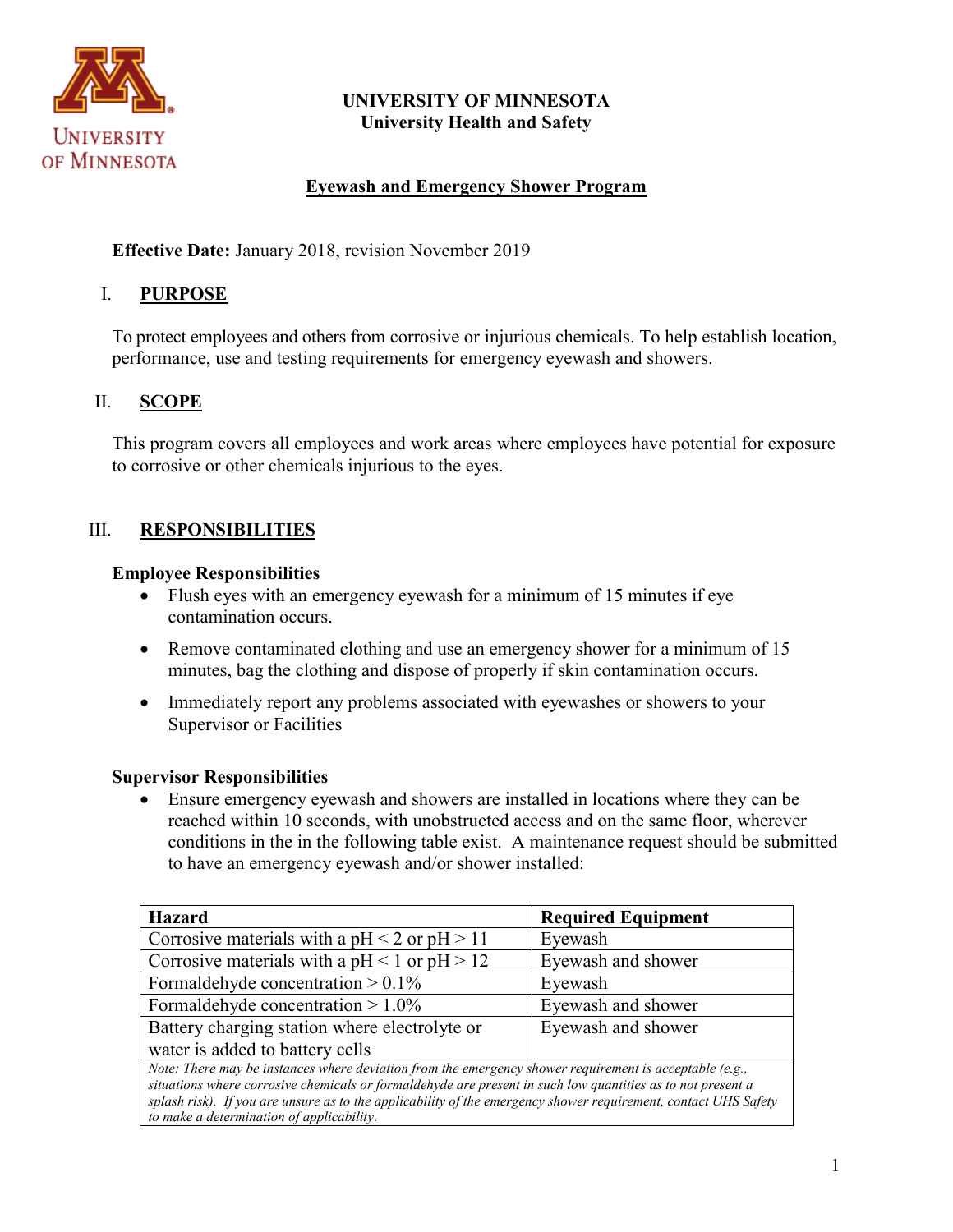**UNIVERSITY OF MINNESOTA**
**University Health and Safety**

# Eyewash and Emergency Shower Program

**Effective Date:** January 2018, revision November 2019

## I. PURPOSE

To protect employees and others from corrosive or injurious chemicals. To help establish location, performance, use and testing requirements for emergency eyewash and showers.

## II. SCOPE

This program covers all employees and work areas where employees have potential for exposure to corrosive or other chemicals injurious to the eyes.

## III. RESPONSIBILITIES

### Employee Responsibilities

- Flush eyes with an emergency eyewash for a minimum of 15 minutes if eye contamination occurs.
- Remove contaminated clothing and use an emergency shower for a minimum of 15 minutes, bag the clothing and dispose of properly if skin contamination occurs.
- Immediately report any problems associated with eyewashes or showers to your Supervisor or Facilities

### Supervisor Responsibilities

- Ensure emergency eyewash and showers are installed in locations where they can be reached within 10 seconds, with unobstructed access and on the same floor, wherever conditions in the in the following table exist. A maintenance request should be submitted to have an emergency eyewash and/or shower installed:

| Hazard | Required Equipment |
|---|---|
| Corrosive materials with a pH < 2 or pH > 11 | Eyewash |
| Corrosive materials with a pH < 1 or pH > 12 | Eyewash and shower |
| Formaldehyde concentration > 0.1% | Eyewash |
| Formaldehyde concentration > 1.0% | Eyewash and shower |
| Battery charging station where electrolyte or water is added to battery cells | Eyewash and shower |

*Note: There may be instances where deviation from the emergency shower requirement is acceptable (e.g., situations where corrosive chemicals or formaldehyde are present in such low quantities as to not present a splash risk). If you are unsure as to the applicability of the emergency shower requirement, contact UHS Safety to make a determination of applicability.*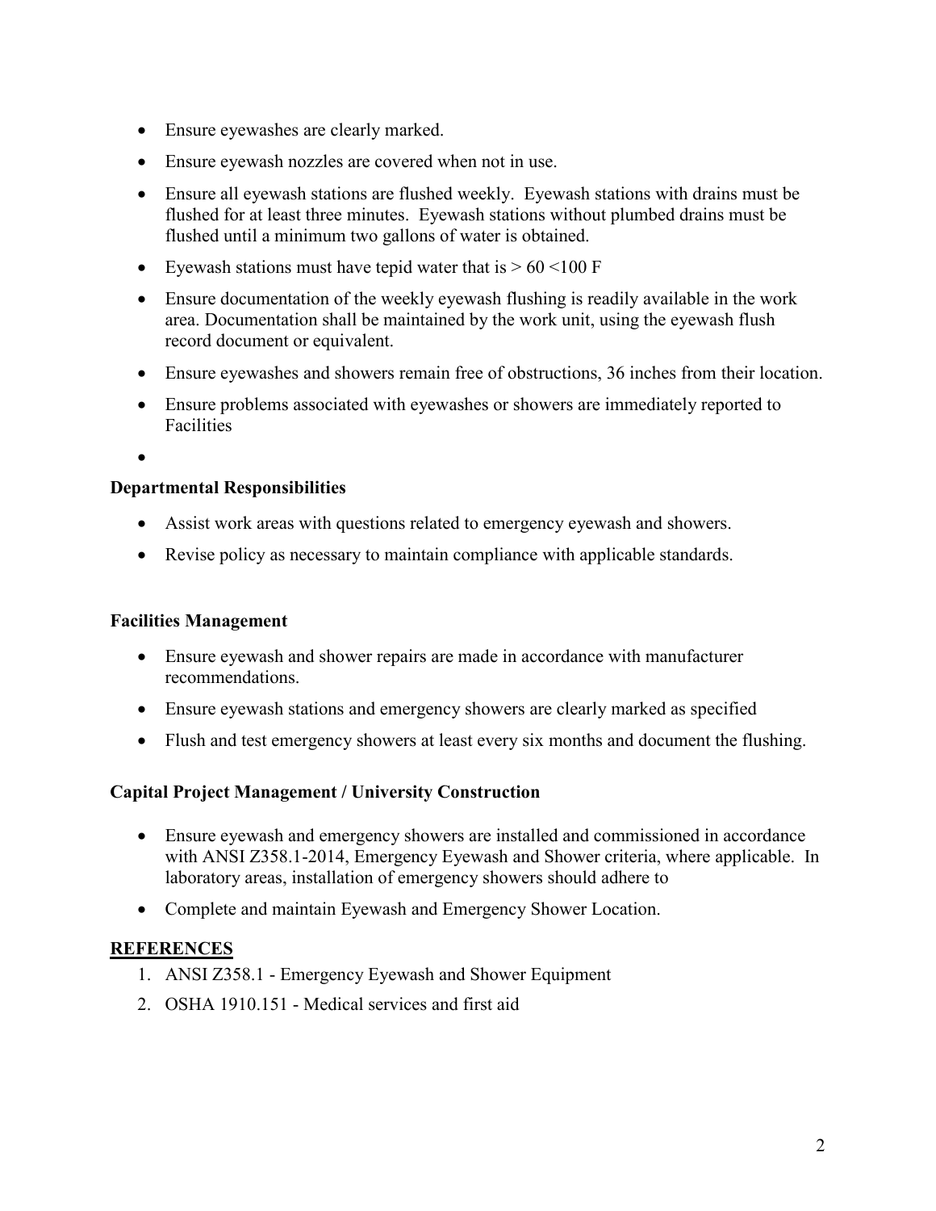- Ensure eyewashes are clearly marked.
- Ensure eyewash nozzles are covered when not in use.
- Ensure all eyewash stations are flushed weekly. Eyewash stations with drains must be flushed for at least three minutes. Eyewash stations without plumbed drains must be flushed until a minimum two gallons of water is obtained.
- Eyewash stations must have tepid water that is > 60 <100 F
- Ensure documentation of the weekly eyewash flushing is readily available in the work area. Documentation shall be maintained by the work unit, using the eyewash flush record document or equivalent.
- Ensure eyewashes and showers remain free of obstructions, 36 inches from their location.
- Ensure problems associated with eyewashes or showers are immediately reported to Facilities
-

**Departmental Responsibilities**

- Assist work areas with questions related to emergency eyewash and showers.
- Revise policy as necessary to maintain compliance with applicable standards.

**Facilities Management**

- Ensure eyewash and shower repairs are made in accordance with manufacturer recommendations.
- Ensure eyewash stations and emergency showers are clearly marked as specified
- Flush and test emergency showers at least every six months and document the flushing.

**Capital Project Management / University Construction**

- Ensure eyewash and emergency showers are installed and commissioned in accordance with ANSI Z358.1-2014, Emergency Eyewash and Shower criteria, where applicable. In laboratory areas, installation of emergency showers should adhere to
- Complete and maintain Eyewash and Emergency Shower Location.

**REFERENCES**

1. ANSI Z358.1 - Emergency Eyewash and Shower Equipment
2. OSHA 1910.151 - Medical services and first aid